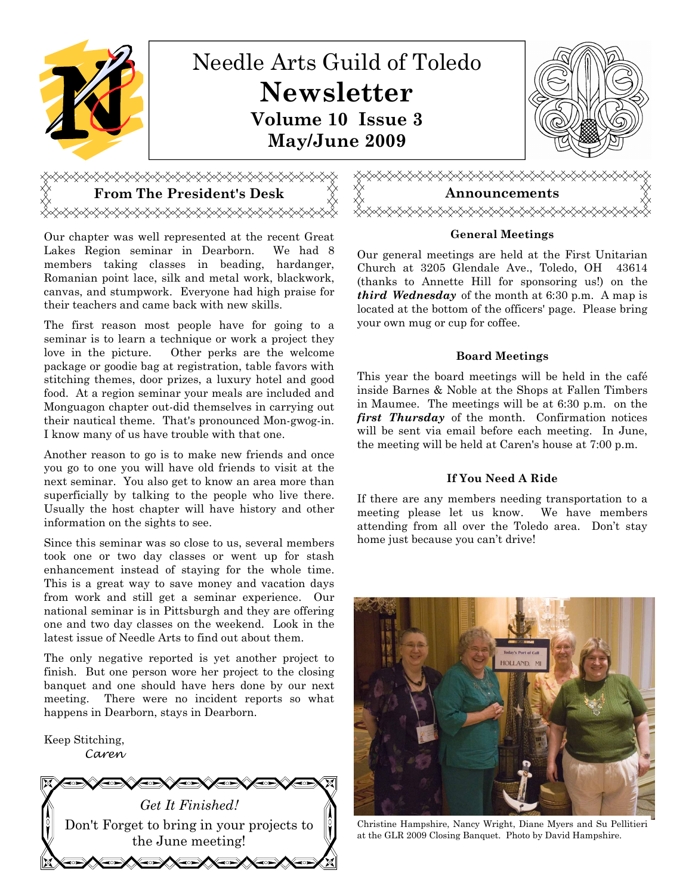# Needle Arts Guild of Toledo

# Newsletter

**Volume 10 Issue 3**

**May/June 2009**

## From The President's Desk

Our chapter was well represented at the recent Great Lakes Region seminar in Dearborn. We had 8 members taking classes in beading, hardanger, Romanian point lace, silk and metal work, blackwork, canvas, and stumpwork. Everyone had high praise for their teachers and came back with new skills.

The first reason most people have for going to a seminar is to learn a technique or work a project they love in the picture. Other perks are the welcome package or goodie bag at registration, table favors with stitching themes, door prizes, a luxury hotel and good food. At a region seminar your meals are included and Monguagon chapter out-did themselves in carrying out their nautical theme. That's pronounced Mon-gwog-in. I know many of us have trouble with that one.

Another reason to go is to make new friends and once you go to one you will have old friends to visit at the next seminar. You also get to know an area more than superficially by talking to the people who live there. Usually the host chapter will have history and other information on the sights to see.

Since this seminar was so close to us, several members took one or two day classes or went up for stash enhancement instead of staying for the whole time. This is a great way to save money and vacation days from work and still get a seminar experience. Our national seminar is in Pittsburgh and they are offering one and two day classes on the weekend. Look in the latest issue of Needle Arts to find out about them.

The only negative reported is yet another project to finish. But one person wore her project to the closing banquet and one should have hers done by our next meeting. There were no incident reports so what happens in Dearborn, stays in Dearborn.

Keep Stitching,
*Caren*

*Get It Finished!*

Don't Forget to bring in your projects to the June meeting!

## Announcements

### General Meetings

Our general meetings are held at the First Unitarian Church at 3205 Glendale Ave., Toledo, OH 43614 (thanks to Annette Hill for sponsoring us!) on the ***third Wednesday*** of the month at 6:30 p.m. A map is located at the bottom of the officers' page. Please bring your own mug or cup for coffee.

### Board Meetings

This year the board meetings will be held in the café inside Barnes & Noble at the Shops at Fallen Timbers in Maumee. The meetings will be at 6:30 p.m. on the ***first Thursday*** of the month. Confirmation notices will be sent via email before each meeting. In June, the meeting will be held at Caren's house at 7:00 p.m.

### If You Need A Ride

If there are any members needing transportation to a meeting please let us know. We have members attending from all over the Toledo area. Don't stay home just because you can't drive!

Christine Hampshire, Nancy Wright, Diane Myers and Su Pellitieri at the GLR 2009 Closing Banquet. Photo by David Hampshire.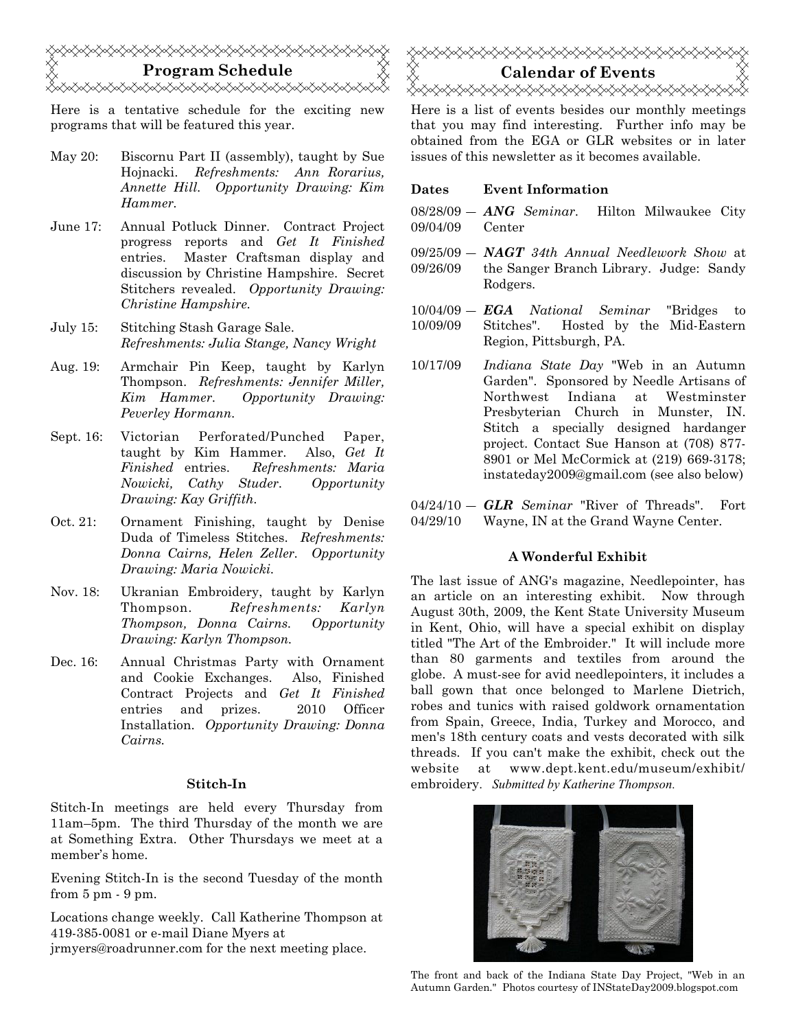## Program Schedule

Here is a tentative schedule for the exciting new programs that will be featured this year.

- May 20: Biscornu Part II (assembly), taught by Sue Hojnacki. *Refreshments: Ann Rorarius, Annette Hill. Opportunity Drawing: Kim Hammer.*
- June 17: Annual Potluck Dinner. Contract Project progress reports and *Get It Finished* entries. Master Craftsman display and discussion by Christine Hampshire. Secret Stitchers revealed. *Opportunity Drawing: Christine Hampshire.*
- July 15: Stitching Stash Garage Sale. *Refreshments: Julia Stange, Nancy Wright*
- Aug. 19: Armchair Pin Keep, taught by Karlyn Thompson. *Refreshments: Jennifer Miller, Kim Hammer. Opportunity Drawing: Peverley Hormann.*
- Sept. 16: Victorian Perforated/Punched Paper, taught by Kim Hammer. Also, *Get It Finished* entries. *Refreshments: Maria Nowicki, Cathy Studer. Opportunity Drawing: Kay Griffith.*
- Oct. 21: Ornament Finishing, taught by Denise Duda of Timeless Stitches. *Refreshments: Donna Cairns, Helen Zeller. Opportunity Drawing: Maria Nowicki.*
- Nov. 18: Ukranian Embroidery, taught by Karlyn Thompson. *Refreshments: Karlyn Thompson, Donna Cairns. Opportunity Drawing: Karlyn Thompson.*
- Dec. 16: Annual Christmas Party with Ornament and Cookie Exchanges. Also, Finished Contract Projects and *Get It Finished* entries and prizes. 2010 Officer Installation. *Opportunity Drawing: Donna Cairns.*

### Stitch-In

Stitch-In meetings are held every Thursday from 11am–5pm. The third Thursday of the month we are at Something Extra. Other Thursdays we meet at a member's home.

Evening Stitch-In is the second Tuesday of the month from 5 pm - 9 pm.

Locations change weekly. Call Katherine Thompson at 419-385-0081 or e-mail Diane Myers at jrmyers@roadrunner.com for the next meeting place.

## Calendar of Events

Here is a list of events besides our monthly meetings that you may find interesting. Further info may be obtained from the EGA or GLR websites or in later issues of this newsletter as it becomes available.

| Dates | Event Information |
|---|---|
| 08/28/09 — 09/04/09 | ***ANG** Seminar*. Hilton Milwaukee City Center |
| 09/25/09 — 09/26/09 | ***NAGT** 34th Annual Needlework Show* at the Sanger Branch Library. Judge: Sandy Rodgers. |
| 10/04/09 — 10/09/09 | ***EGA** National Seminar* "Bridges to Stitches". Hosted by the Mid-Eastern Region, Pittsburgh, PA. |
| 10/17/09 | *Indiana State Day* "Web in an Autumn Garden". Sponsored by Needle Artisans of Northwest Indiana at Westminster Presbyterian Church in Munster, IN. Stitch a specially designed hardanger project. Contact Sue Hanson at (708) 877-8901 or Mel McCormick at (219) 669-3178; instateday2009@gmail.com (see also below) |
| 04/24/10 — 04/29/10 | ***GLR** Seminar* "River of Threads". Fort Wayne, IN at the Grand Wayne Center. |

### A Wonderful Exhibit

The last issue of ANG's magazine, Needlepointer, has an article on an interesting exhibit. Now through August 30th, 2009, the Kent State University Museum in Kent, Ohio, will have a special exhibit on display titled "The Art of the Embroider." It will include more than 80 garments and textiles from around the globe. A must-see for avid needlepointers, it includes a ball gown that once belonged to Marlene Dietrich, robes and tunics with raised goldwork ornamentation from Spain, Greece, India, Turkey and Morocco, and men's 18th century coats and vests decorated with silk threads. If you can't make the exhibit, check out the website at www.dept.kent.edu/museum/exhibit/embroidery. *Submitted by Katherine Thompson.*

The front and back of the Indiana State Day Project, "Web in an Autumn Garden." Photos courtesy of INStateDay2009.blogspot.com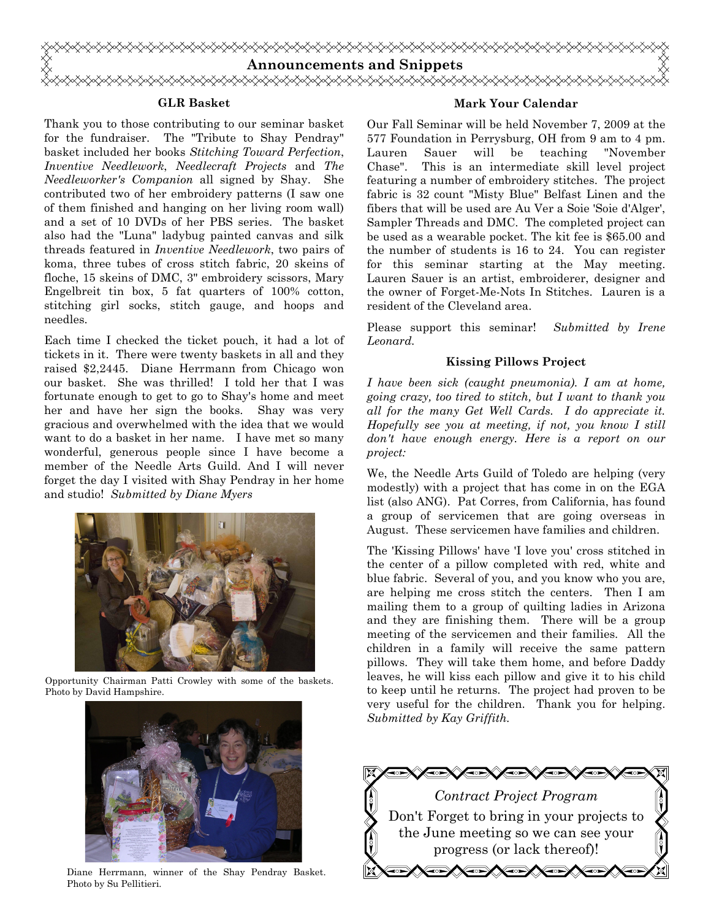# Announcements and Snippets

## GLR Basket

Thank you to those contributing to our seminar basket for the fundraiser. The "Tribute to Shay Pendray" basket included her books *Stitching Toward Perfection*, *Inventive Needlework*, *Needlecraft Projects* and *The Needleworker's Companion* all signed by Shay. She contributed two of her embroidery patterns (I saw one of them finished and hanging on her living room wall) and a set of 10 DVDs of her PBS series. The basket also had the "Luna" ladybug painted canvas and silk threads featured in *Inventive Needlework*, two pairs of koma, three tubes of cross stitch fabric, 20 skeins of floche, 15 skeins of DMC, 3" embroidery scissors, Mary Engelbreit tin box, 5 fat quarters of 100% cotton, stitching girl socks, stitch gauge, and hoops and needles.

Each time I checked the ticket pouch, it had a lot of tickets in it. There were twenty baskets in all and they raised $2,2445. Diane Herrmann from Chicago won our basket. She was thrilled! I told her that I was fortunate enough to get to go to Shay's home and meet her and have her sign the books. Shay was very gracious and overwhelmed with the idea that we would want to do a basket in her name. I have met so many wonderful, generous people since I have become a member of the Needle Arts Guild. And I will never forget the day I visited with Shay Pendray in her home and studio! *Submitted by Diane Myers*

Opportunity Chairman Patti Crowley with some of the baskets. Photo by David Hampshire.

Diane Herrmann, winner of the Shay Pendray Basket. Photo by Su Pellitieri.

## Mark Your Calendar

Our Fall Seminar will be held November 7, 2009 at the 577 Foundation in Perrysburg, OH from 9 am to 4 pm. Lauren Sauer will be teaching "November Chase". This is an intermediate skill level project featuring a number of embroidery stitches. The project fabric is 32 count "Misty Blue" Belfast Linen and the fibers that will be used are Au Ver a Soie 'Soie d'Alger', Sampler Threads and DMC. The completed project can be used as a wearable pocket. The kit fee is $65.00 and the number of students is 16 to 24. You can register for this seminar starting at the May meeting. Lauren Sauer is an artist, embroiderer, designer and the owner of Forget-Me-Nots In Stitches. Lauren is a resident of the Cleveland area.

Please support this seminar! *Submitted by Irene Leonard.*

## Kissing Pillows Project

*I have been sick (caught pneumonia). I am at home, going crazy, too tired to stitch, but I want to thank you all for the many Get Well Cards. I do appreciate it. Hopefully see you at meeting, if not, you know I still don't have enough energy. Here is a report on our project:*

We, the Needle Arts Guild of Toledo are helping (very modestly) with a project that has come in on the EGA list (also ANG). Pat Corres, from California, has found a group of servicemen that are going overseas in August. These servicemen have families and children.

The 'Kissing Pillows' have 'I love you' cross stitched in the center of a pillow completed with red, white and blue fabric. Several of you, and you know who you are, are helping me cross stitch the centers. Then I am mailing them to a group of quilting ladies in Arizona and they are finishing them. There will be a group meeting of the servicemen and their families. All the children in a family will receive the same pattern pillows. They will take them home, and before Daddy leaves, he will kiss each pillow and give it to his child to keep until he returns. The project had proven to be very useful for the children. Thank you for helping. *Submitted by Kay Griffith.*

*Contract Project Program*

Don't Forget to bring in your projects to the June meeting so we can see your progress (or lack thereof)!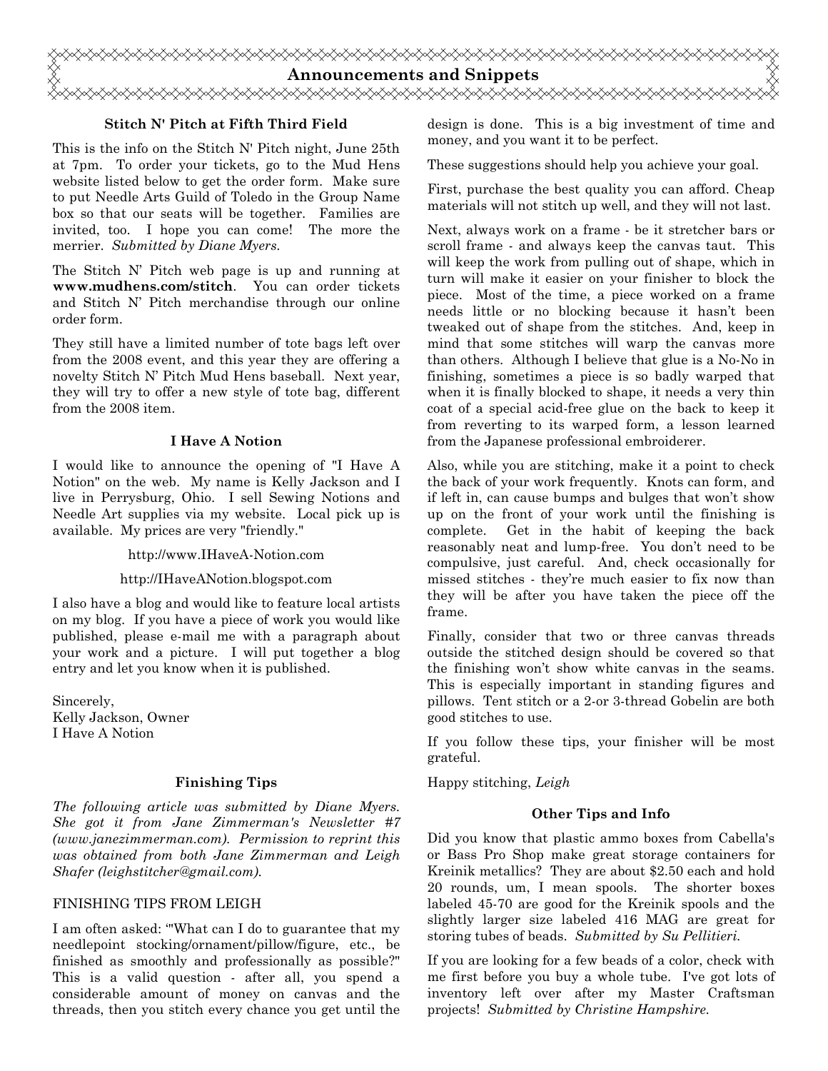## Announcements and Snippets

### Stitch N' Pitch at Fifth Third Field

This is the info on the Stitch N' Pitch night, June 25th at 7pm. To order your tickets, go to the Mud Hens website listed below to get the order form. Make sure to put Needle Arts Guild of Toledo in the Group Name box so that our seats will be together. Families are invited, too. I hope you can come! The more the merrier. *Submitted by Diane Myers.*

The Stitch N' Pitch web page is up and running at **www.mudhens.com/stitch**. You can order tickets and Stitch N' Pitch merchandise through our online order form.

They still have a limited number of tote bags left over from the 2008 event, and this year they are offering a novelty Stitch N' Pitch Mud Hens baseball. Next year, they will try to offer a new style of tote bag, different from the 2008 item.

### I Have A Notion

I would like to announce the opening of "I Have A Notion" on the web. My name is Kelly Jackson and I live in Perrysburg, Ohio. I sell Sewing Notions and Needle Art supplies via my website. Local pick up is available. My prices are very "friendly."

http://www.IHaveA-Notion.com

http://IHaveANotion.blogspot.com

I also have a blog and would like to feature local artists on my blog. If you have a piece of work you would like published, please e-mail me with a paragraph about your work and a picture. I will put together a blog entry and let you know when it is published.

Sincerely,
Kelly Jackson, Owner
I Have A Notion

### Finishing Tips

*The following article was submitted by Diane Myers. She got it from Jane Zimmerman's Newsletter #7 (www.janezimmerman.com). Permission to reprint this was obtained from both Jane Zimmerman and Leigh Shafer (leighstitcher@gmail.com).*

FINISHING TIPS FROM LEIGH

I am often asked: '"What can I do to guarantee that my needlepoint stocking/ornament/pillow/figure, etc., be finished as smoothly and professionally as possible?" This is a valid question - after all, you spend a considerable amount of money on canvas and the threads, then you stitch every chance you get until the design is done. This is a big investment of time and money, and you want it to be perfect.

These suggestions should help you achieve your goal.

First, purchase the best quality you can afford. Cheap materials will not stitch up well, and they will not last.

Next, always work on a frame - be it stretcher bars or scroll frame - and always keep the canvas taut. This will keep the work from pulling out of shape, which in turn will make it easier on your finisher to block the piece. Most of the time, a piece worked on a frame needs little or no blocking because it hasn't been tweaked out of shape from the stitches. And, keep in mind that some stitches will warp the canvas more than others. Although I believe that glue is a No-No in finishing, sometimes a piece is so badly warped that when it is finally blocked to shape, it needs a very thin coat of a special acid-free glue on the back to keep it from reverting to its warped form, a lesson learned from the Japanese professional embroiderer.

Also, while you are stitching, make it a point to check the back of your work frequently. Knots can form, and if left in, can cause bumps and bulges that won't show up on the front of your work until the finishing is complete. Get in the habit of keeping the back reasonably neat and lump-free. You don't need to be compulsive, just careful. And, check occasionally for missed stitches - they're much easier to fix now than they will be after you have taken the piece off the frame.

Finally, consider that two or three canvas threads outside the stitched design should be covered so that the finishing won't show white canvas in the seams. This is especially important in standing figures and pillows. Tent stitch or a 2-or 3-thread Gobelin are both good stitches to use.

If you follow these tips, your finisher will be most grateful.

Happy stitching, *Leigh*

### Other Tips and Info

Did you know that plastic ammo boxes from Cabella's or Bass Pro Shop make great storage containers for Kreinik metallics? They are about $2.50 each and hold 20 rounds, um, I mean spools. The shorter boxes labeled 45-70 are good for the Kreinik spools and the slightly larger size labeled 416 MAG are great for storing tubes of beads. *Submitted by Su Pellitieri.*

If you are looking for a few beads of a color, check with me first before you buy a whole tube. I've got lots of inventory left over after my Master Craftsman projects! *Submitted by Christine Hampshire.*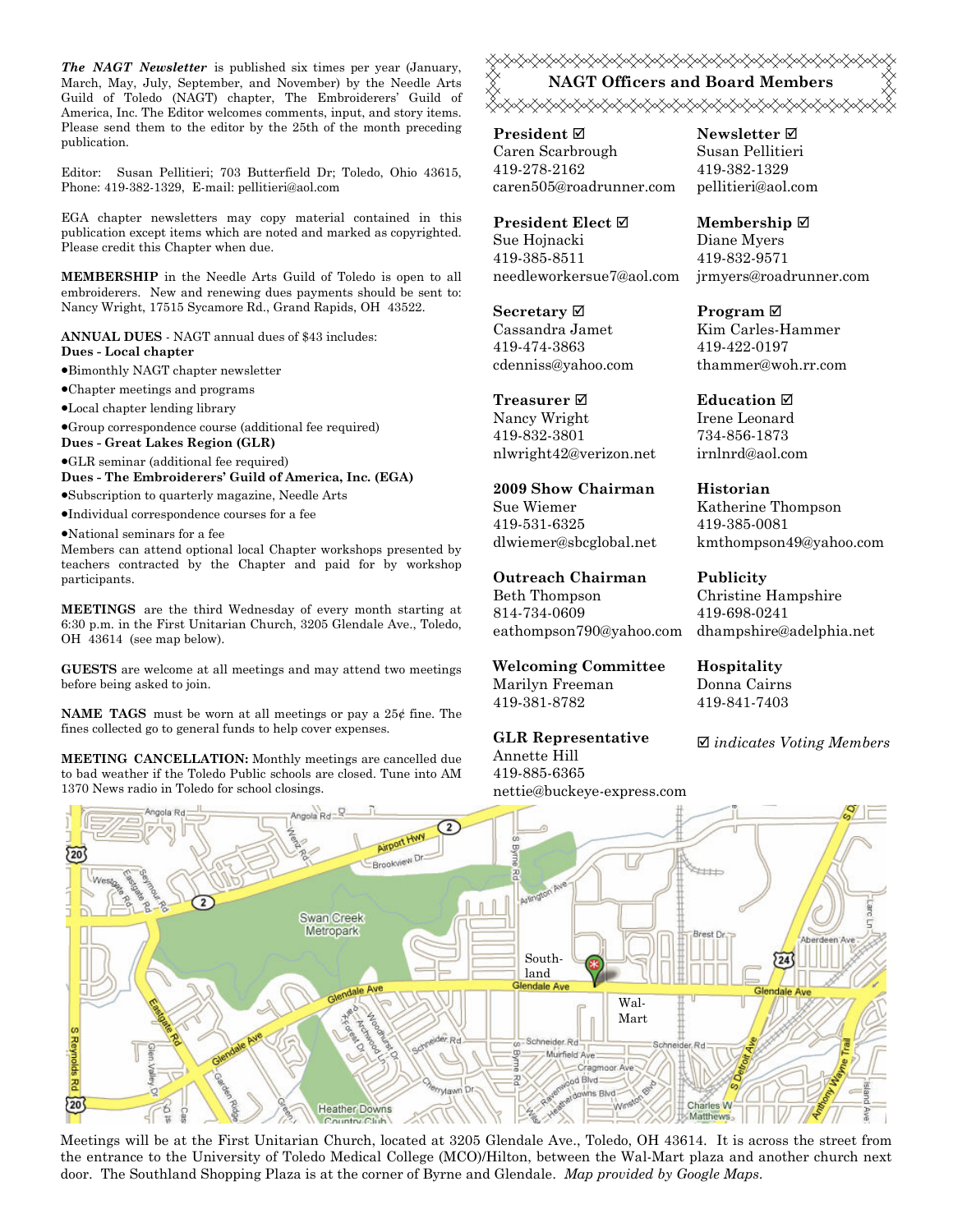***The NAGT Newsletter*** is published six times per year (January, March, May, July, September, and November) by the Needle Arts Guild of Toledo (NAGT) chapter, The Embroiderers' Guild of America, Inc. The Editor welcomes comments, input, and story items. Please send them to the editor by the 25th of the month preceding publication.

Editor: Susan Pellitieri; 703 Butterfield Dr; Toledo, Ohio 43615, Phone: 419-382-1329, E-mail: pellitieri@aol.com

EGA chapter newsletters may copy material contained in this publication except items which are noted and marked as copyrighted. Please credit this Chapter when due.

**MEMBERSHIP** in the Needle Arts Guild of Toledo is open to all embroiderers. New and renewing dues payments should be sent to: Nancy Wright, 17515 Sycamore Rd., Grand Rapids, OH 43522.

**ANNUAL DUES** - NAGT annual dues of $43 includes:

**Dues - Local chapter**

- Bimonthly NAGT chapter newsletter
- Chapter meetings and programs
- Local chapter lending library
- Group correspondence course (additional fee required)

**Dues - Great Lakes Region (GLR)**

- GLR seminar (additional fee required)

**Dues - The Embroiderers' Guild of America, Inc. (EGA)**

- Subscription to quarterly magazine, Needle Arts
- Individual correspondence courses for a fee
- National seminars for a fee

Members can attend optional local Chapter workshops presented by teachers contracted by the Chapter and paid for by workshop participants.

**MEETINGS** are the third Wednesday of every month starting at 6:30 p.m. in the First Unitarian Church, 3205 Glendale Ave., Toledo, OH 43614 (see map below).

**GUESTS** are welcome at all meetings and may attend two meetings before being asked to join.

**NAME TAGS** must be worn at all meetings or pay a 25¢ fine. The fines collected go to general funds to help cover expenses.

**MEETING CANCELLATION:** Monthly meetings are cancelled due to bad weather if the Toledo Public schools are closed. Tune into AM 1370 News radio in Toledo for school closings.

## NAGT Officers and Board Members

**President** ☑
Caren Scarbrough
419-278-2162
caren505@roadrunner.com

**President Elect** ☑
Sue Hojnacki
419-385-8511
needleworkersue7@aol.com

**Secretary** ☑
Cassandra Jamet
419-474-3863
cdenniss@yahoo.com

**Treasurer** ☑
Nancy Wright
419-832-3801
nlwright42@verizon.net

**2009 Show Chairman**
Sue Wiemer
419-531-6325
dlwiemer@sbcglobal.net

**Outreach Chairman**
Beth Thompson
814-734-0609
eathompson790@yahoo.com

**Welcoming Committee**
Marilyn Freeman
419-381-8782

**GLR Representative**
Annette Hill
419-885-6365
nettie@buckeye-express.com

**Newsletter** ☑
Susan Pellitieri
419-382-1329
pellitieri@aol.com

**Membership** ☑
Diane Myers
419-832-9571
jrmyers@roadrunner.com

**Program** ☑
Kim Carles-Hammer
419-422-0197
thammer@woh.rr.com

**Education** ☑
Irene Leonard
734-856-1873
irnlnrd@aol.com

**Historian**
Katherine Thompson
419-385-0081
kmthompson49@yahoo.com

**Publicity**
Christine Hampshire
419-698-0241
dhampshire@adelphia.net

**Hospitality**
Donna Cairns
419-841-7403

☑ *indicates Voting Members*

Meetings will be at the First Unitarian Church, located at 3205 Glendale Ave., Toledo, OH 43614. It is across the street from the entrance to the University of Toledo Medical College (MCO)/Hilton, between the Wal-Mart plaza and another church next door. The Southland Shopping Plaza is at the corner of Byrne and Glendale. *Map provided by Google Maps.*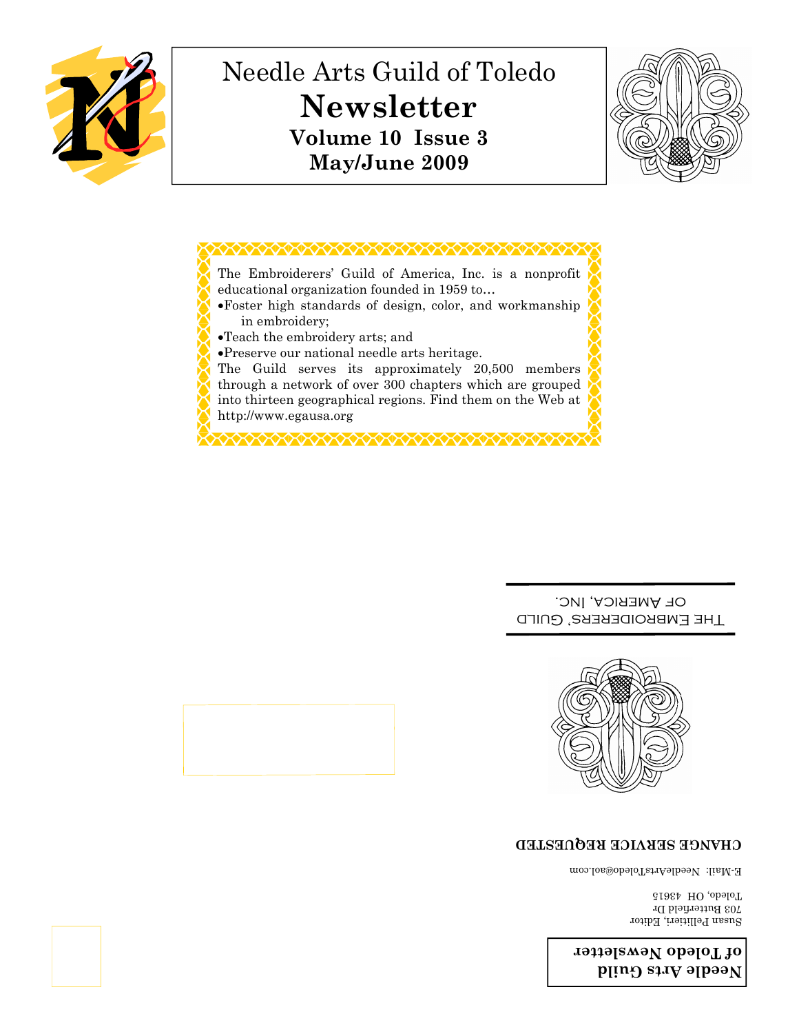# Needle Arts Guild of Toledo

# Newsletter

### Volume 10 Issue 3

### May/June 2009

The Embroiderers' Guild of America, Inc. is a nonprofit educational organization founded in 1959 to…

- Foster high standards of design, color, and workmanship in embroidery;
- Teach the embroidery arts; and
- Preserve our national needle arts heritage.

The Guild serves its approximately 20,500 members through a network of over 300 chapters which are grouped into thirteen geographical regions. Find them on the Web at http://www.egausa.org

THE EMBROIDERERS' GUILD OF AMERICA, INC.

**Needle Arts Guild of Toledo Newsletter**

Susan Pellitieri, Editor
703 Butterfield Dr
Toledo, OH 43615

E-Mail: NeedleArtsToledo@aol.com

**CHANGE SERVICE REQUESTED**